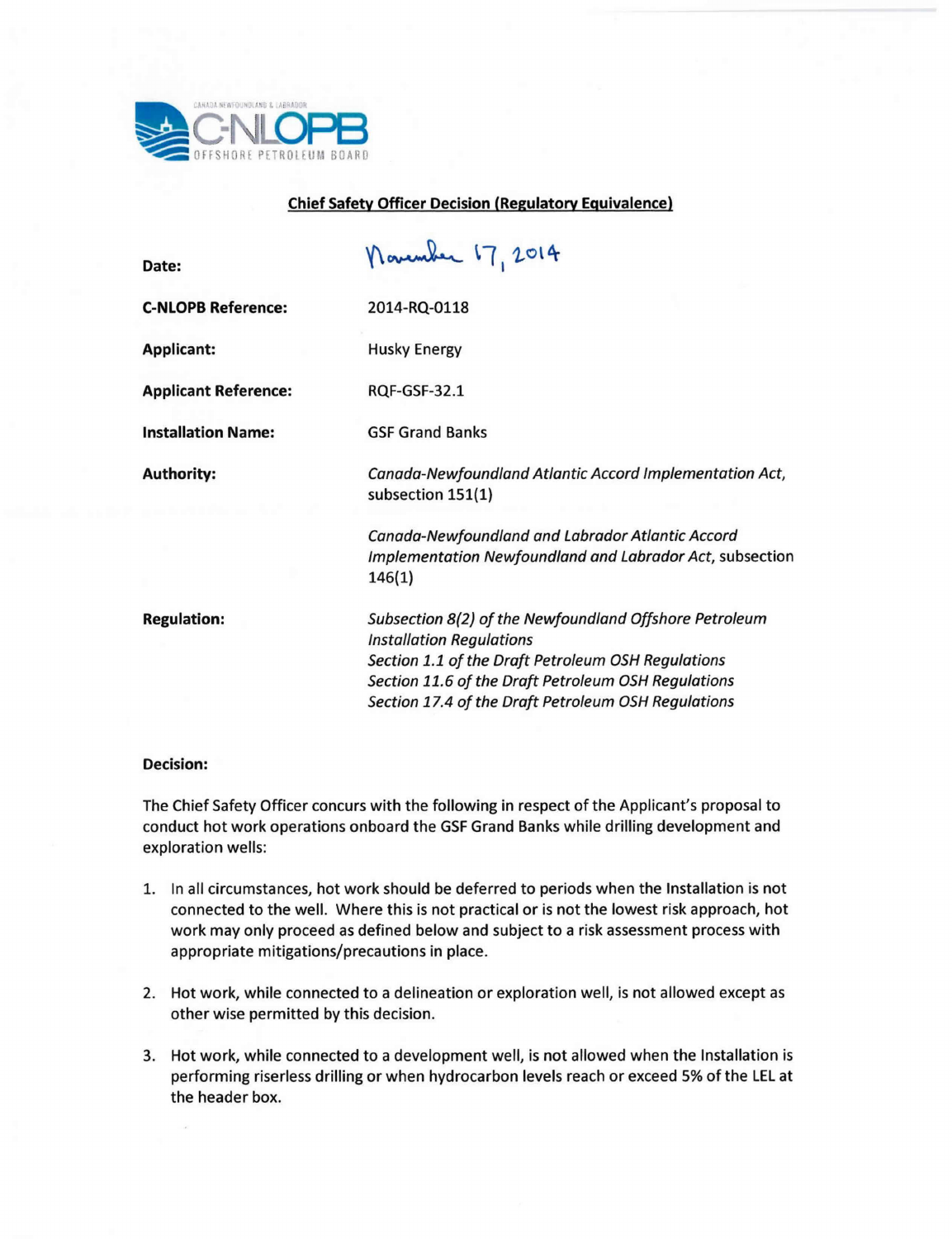CANADA NEWFOUNDLAND & LABRADOR
C-NLOPB
OFFSHORE PETROLEUM BOARD

## Chief Safety Officer Decision (Regulatory Equivalence)

| | |
|---|---|
| **Date:** | November 17, 2014 |
| **C-NLOPB Reference:** | 2014-RQ-0118 |
| **Applicant:** | Husky Energy |
| **Applicant Reference:** | RQF-GSF-32.1 |
| **Installation Name:** | GSF Grand Banks |
| **Authority:** | *Canada-Newfoundland Atlantic Accord Implementation Act*, subsection 151(1)<br><br>*Canada-Newfoundland and Labrador Atlantic Accord Implementation Newfoundland and Labrador Act*, subsection 146(1) |
| **Regulation:** | *Subsection 8(2) of the Newfoundland Offshore Petroleum Installation Regulations*<br>*Section 1.1 of the Draft Petroleum OSH Regulations*<br>*Section 11.6 of the Draft Petroleum OSH Regulations*<br>*Section 17.4 of the Draft Petroleum OSH Regulations* |

**Decision:**

The Chief Safety Officer concurs with the following in respect of the Applicant's proposal to conduct hot work operations onboard the GSF Grand Banks while drilling development and exploration wells:

1. In all circumstances, hot work should be deferred to periods when the Installation is not connected to the well. Where this is not practical or is not the lowest risk approach, hot work may only proceed as defined below and subject to a risk assessment process with appropriate mitigations/precautions in place.

2. Hot work, while connected to a delineation or exploration well, is not allowed except as other wise permitted by this decision.

3. Hot work, while connected to a development well, is not allowed when the Installation is performing riserless drilling or when hydrocarbon levels reach or exceed 5% of the LEL at the header box.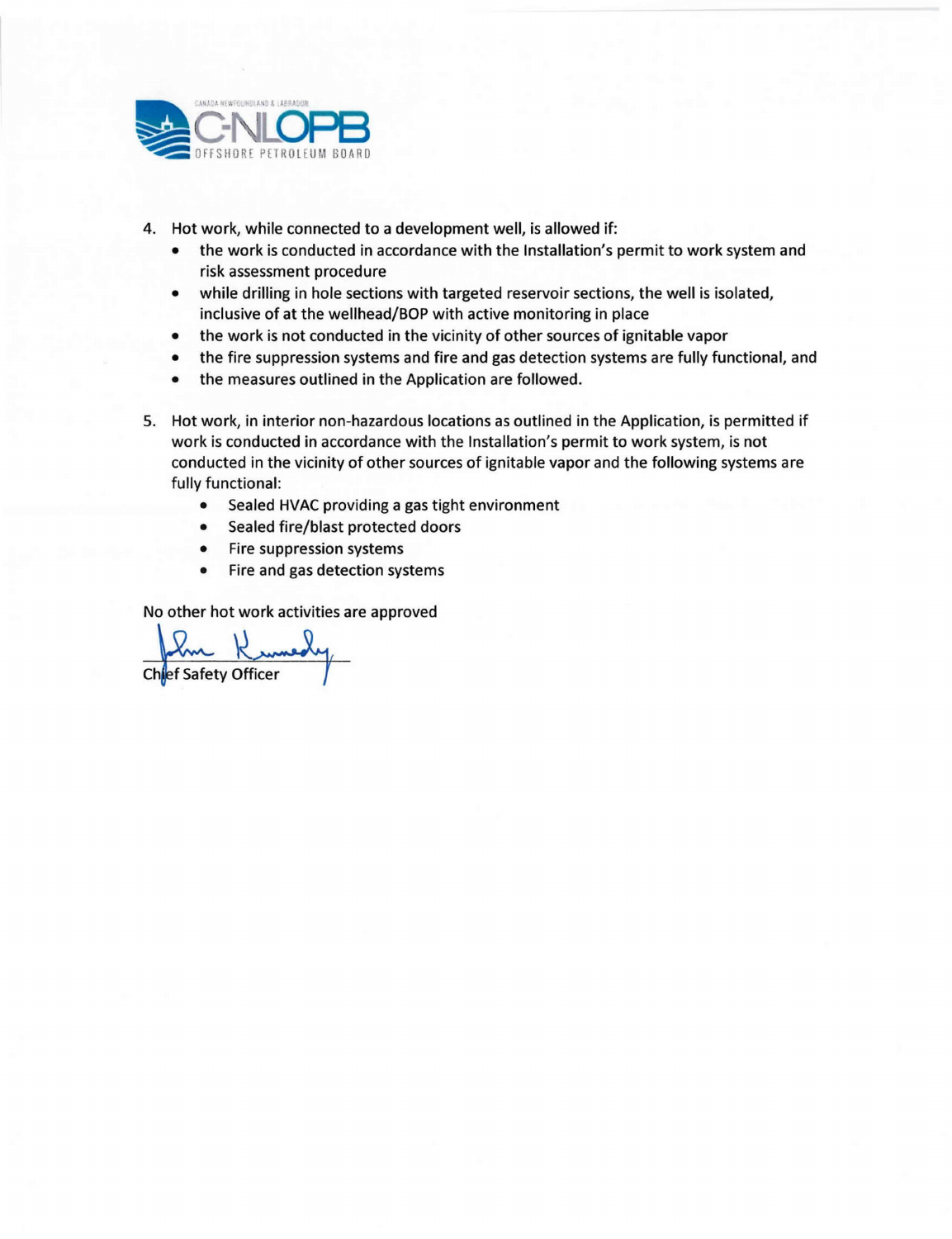4. Hot work, while connected to a development well, is allowed if:
   - the work is conducted in accordance with the Installation's permit to work system and risk assessment procedure
   - while drilling in hole sections with targeted reservoir sections, the well is isolated, inclusive of at the wellhead/BOP with active monitoring in place
   - the work is not conducted in the vicinity of other sources of ignitable vapor
   - the fire suppression systems and fire and gas detection systems are fully functional, and
   - the measures outlined in the Application are followed.

5. Hot work, in interior non-hazardous locations as outlined in the Application, is permitted if work is conducted in accordance with the Installation's permit to work system, is not conducted in the vicinity of other sources of ignitable vapor and the following systems are fully functional:
   - Sealed HVAC providing a gas tight environment
   - Sealed fire/blast protected doors
   - Fire suppression systems
   - Fire and gas detection systems

No other hot work activities are approved

Chief Safety Officer